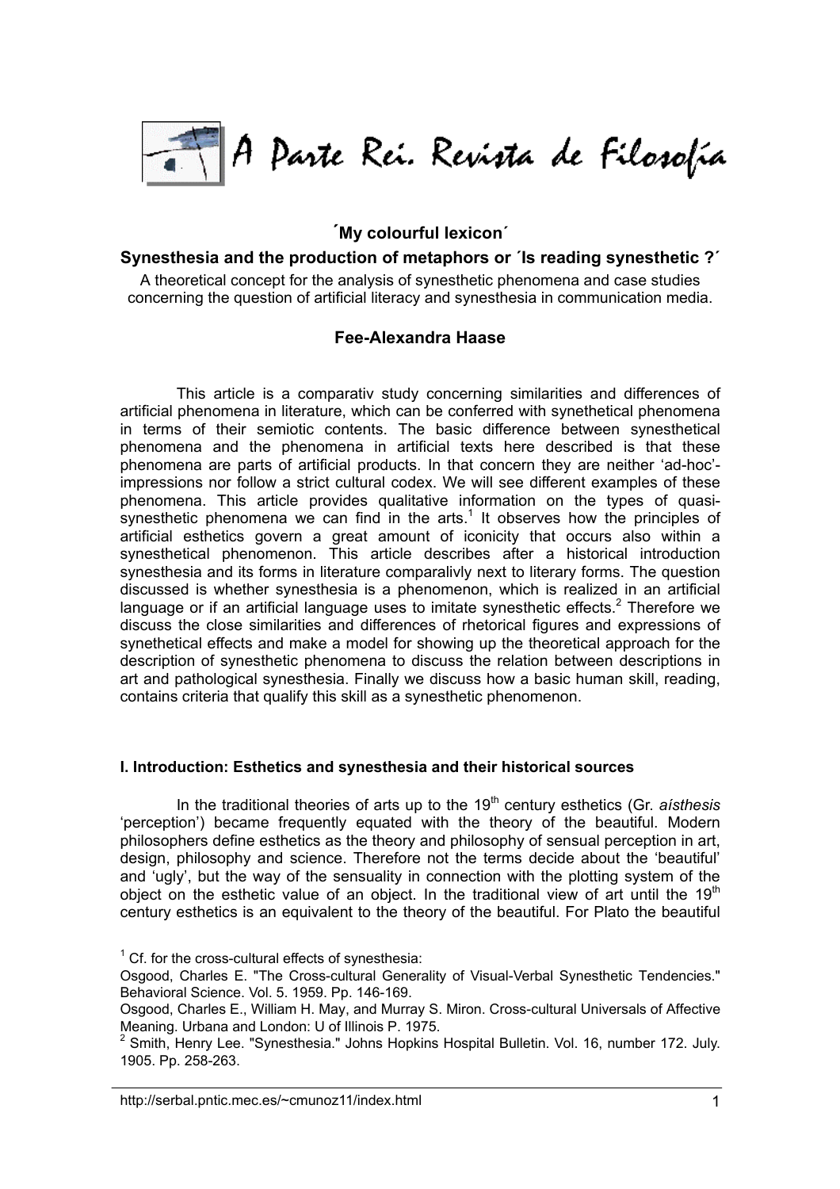A Parte Rei. Revista de Filosofía

## ´My colourful lexicon´

### Synesthesia and the production of metaphors or ´Is reading synesthetic ?´

A theoretical concept for the analysis of synesthetic phenomena and case studies concerning the question of artificial literacy and synesthesia in communication media.

### Fee-Alexandra Haase

This article is a comparativ study concerning similarities and differences of artificial phenomena in literature, which can be conferred with synethetical phenomena in terms of their semiotic contents. The basic difference between synesthetical phenomena and the phenomena in artificial texts here described is that these phenomena are parts of artificial products. In that concern they are neither 'ad-hoc'-impressions nor follow a strict cultural codex. We will see different examples of these phenomena. This article provides qualitative information on the types of quasi-synesthetic phenomena we can find in the arts.[1] It observes how the principles of artificial esthetics govern a great amount of iconicity that occurs also within a synesthetical phenomenon. This article describes after a historical introduction synesthesia and its forms in literature comparalivly next to literary forms. The question discussed is whether synesthesia is a phenomenon, which is realized in an artificial language or if an artificial language uses to imitate synesthetic effects.[2] Therefore we discuss the close similarities and differences of rhetorical figures and expressions of synethetical effects and make a model for showing up the theoretical approach for the description of synesthetic phenomena to discuss the relation between descriptions in art and pathological synesthesia. Finally we discuss how a basic human skill, reading, contains criteria that qualify this skill as a synesthetic phenomenon.

#### I. Introduction: Esthetics and synesthesia and their historical sources

In the traditional theories of arts up to the 19th century esthetics (Gr. *aísthesis* 'perception') became frequently equated with the theory of the beautiful. Modern philosophers define esthetics as the theory and philosophy of sensual perception in art, design, philosophy and science. Therefore not the terms decide about the 'beautiful' and 'ugly', but the way of the sensuality in connection with the plotting system of the object on the esthetic value of an object. In the traditional view of art until the 19th century esthetics is an equivalent to the theory of the beautiful. For Plato the beautiful

[1] Cf. for the cross-cultural effects of synesthesia:

Osgood, Charles E. "The Cross-cultural Generality of Visual-Verbal Synesthetic Tendencies." Behavioral Science. Vol. 5. 1959. Pp. 146-169.

Osgood, Charles E., William H. May, and Murray S. Miron. Cross-cultural Universals of Affective Meaning. Urbana and London: U of Illinois P. 1975.

[2] Smith, Henry Lee. "Synesthesia." Johns Hopkins Hospital Bulletin. Vol. 16, number 172. July. 1905. Pp. 258-263.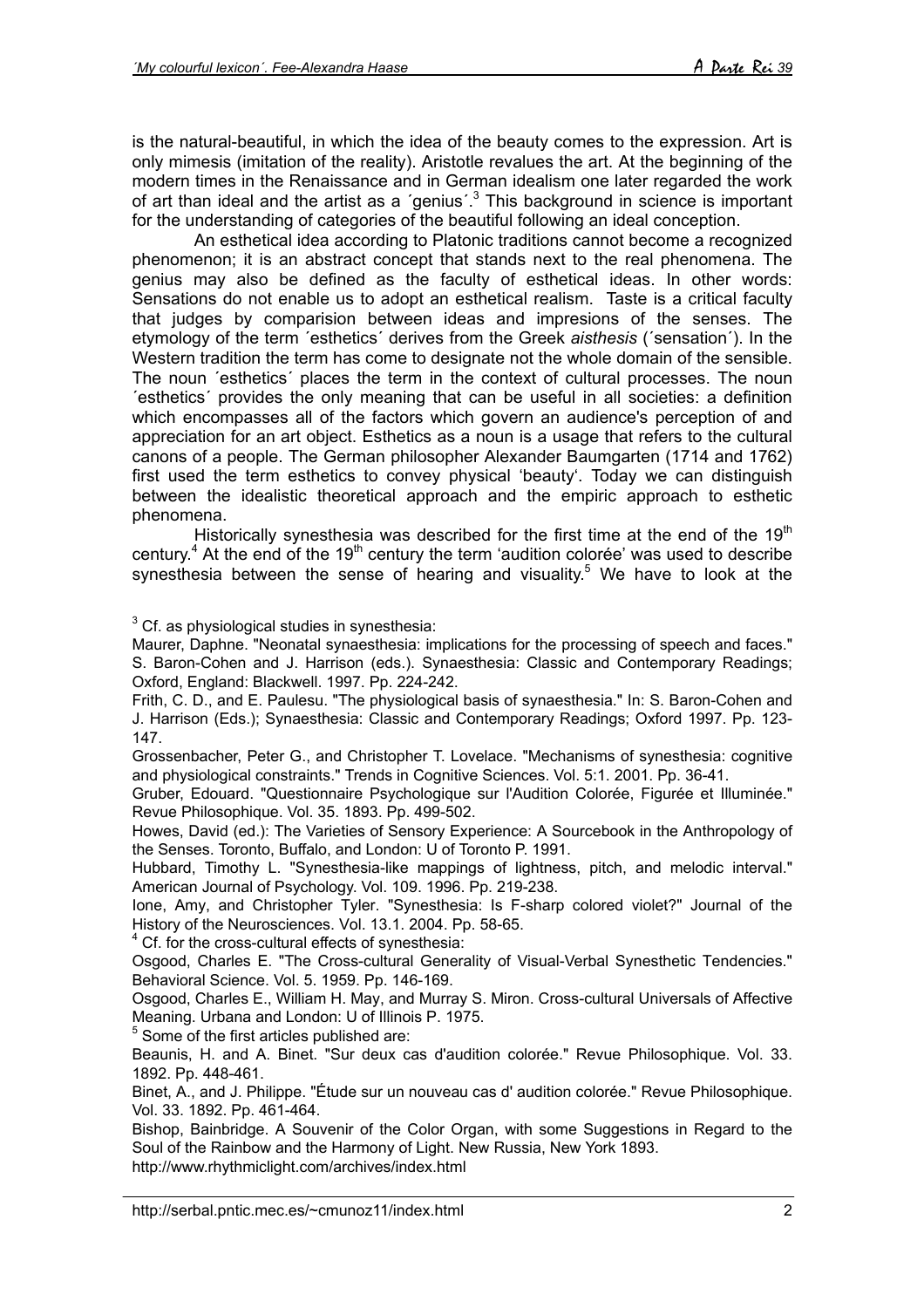is the natural-beautiful, in which the idea of the beauty comes to the expression. Art is only mimesis (imitation of the reality). Aristotle revalues the art. At the beginning of the modern times in the Renaissance and in German idealism one later regarded the work of art than ideal and the artist as a ´genius´.[3] This background in science is important for the understanding of categories of the beautiful following an ideal conception.

An esthetical idea according to Platonic traditions cannot become a recognized phenomenon; it is an abstract concept that stands next to the real phenomena. The genius may also be defined as the faculty of esthetical ideas. In other words: Sensations do not enable us to adopt an esthetical realism. Taste is a critical faculty that judges by comparision between ideas and impresions of the senses. The etymology of the term ´esthetics´ derives from the Greek *aisthesis* (´sensation´). In the Western tradition the term has come to designate not the whole domain of the sensible. The noun ´esthetics´ places the term in the context of cultural processes. The noun ´esthetics´ provides the only meaning that can be useful in all societies: a definition which encompasses all of the factors which govern an audience's perception of and appreciation for an art object. Esthetics as a noun is a usage that refers to the cultural canons of a people. The German philosopher Alexander Baumgarten (1714 and 1762) first used the term esthetics to convey physical 'beauty'. Today we can distinguish between the idealistic theoretical approach and the empiric approach to esthetic phenomena.

Historically synesthesia was described for the first time at the end of the 19th century.[4] At the end of the 19th century the term 'audition colorée' was used to describe synesthesia between the sense of hearing and visuality.[5] We have to look at the

---

[3] Cf. as physiological studies in synesthesia:

Maurer, Daphne. "Neonatal synaesthesia: implications for the processing of speech and faces." S. Baron-Cohen and J. Harrison (eds.). Synaesthesia: Classic and Contemporary Readings; Oxford, England: Blackwell. 1997. Pp. 224-242.

Frith, C. D., and E. Paulesu. "The physiological basis of synaesthesia." In: S. Baron-Cohen and J. Harrison (Eds.); Synaesthesia: Classic and Contemporary Readings; Oxford 1997. Pp. 123-147.

Grossenbacher, Peter G., and Christopher T. Lovelace. "Mechanisms of synesthesia: cognitive and physiological constraints." Trends in Cognitive Sciences. Vol. 5:1. 2001. Pp. 36-41.

Gruber, Edouard. "Questionnaire Psychologique sur l'Audition Colorée, Figurée et Illuminée." Revue Philosophique. Vol. 35. 1893. Pp. 499-502.

Howes, David (ed.): The Varieties of Sensory Experience: A Sourcebook in the Anthropology of the Senses. Toronto, Buffalo, and London: U of Toronto P. 1991.

Hubbard, Timothy L. "Synesthesia-like mappings of lightness, pitch, and melodic interval." American Journal of Psychology. Vol. 109. 1996. Pp. 219-238.

Ione, Amy, and Christopher Tyler. "Synesthesia: Is F-sharp colored violet?" Journal of the History of the Neurosciences. Vol. 13.1. 2004. Pp. 58-65.

[4] Cf. for the cross-cultural effects of synesthesia:

Osgood, Charles E. "The Cross-cultural Generality of Visual-Verbal Synesthetic Tendencies." Behavioral Science. Vol. 5. 1959. Pp. 146-169.

Osgood, Charles E., William H. May, and Murray S. Miron. Cross-cultural Universals of Affective Meaning. Urbana and London: U of Illinois P. 1975.

[5] Some of the first articles published are:

Beaunis, H. and A. Binet. "Sur deux cas d'audition colorée." Revue Philosophique. Vol. 33. 1892. Pp. 448-461.

Binet, A., and J. Philippe. "Étude sur un nouveau cas d' audition colorée." Revue Philosophique. Vol. 33. 1892. Pp. 461-464.

Bishop, Bainbridge. A Souvenir of the Color Organ, with some Suggestions in Regard to the Soul of the Rainbow and the Harmony of Light. New Russia, New York 1893.

http://www.rhythmiclight.com/archives/index.html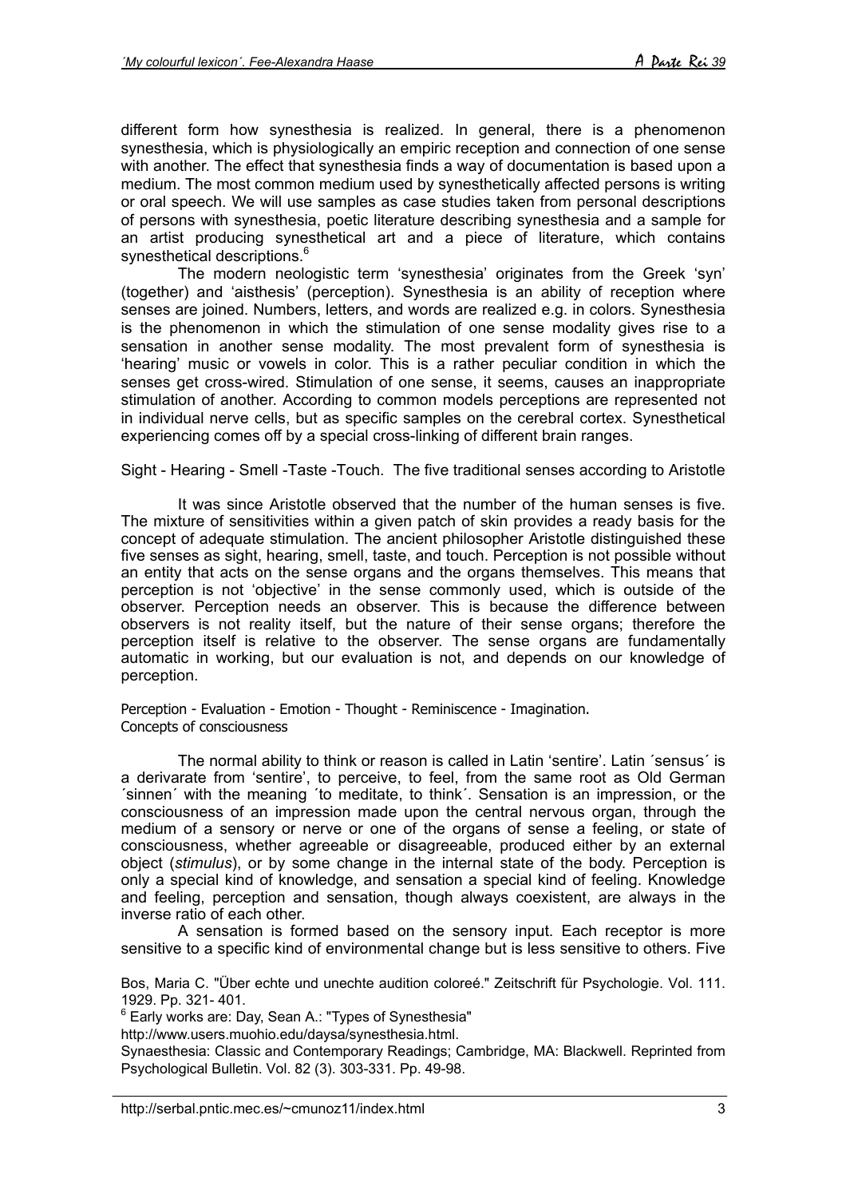different form how synesthesia is realized. In general, there is a phenomenon synesthesia, which is physiologically an empiric reception and connection of one sense with another. The effect that synesthesia finds a way of documentation is based upon a medium. The most common medium used by synesthetically affected persons is writing or oral speech. We will use samples as case studies taken from personal descriptions of persons with synesthesia, poetic literature describing synesthesia and a sample for an artist producing synesthetical art and a piece of literature, which contains synesthetical descriptions.[6]

The modern neologistic term 'synesthesia' originates from the Greek 'syn' (together) and 'aisthesis' (perception). Synesthesia is an ability of reception where senses are joined. Numbers, letters, and words are realized e.g. in colors. Synesthesia is the phenomenon in which the stimulation of one sense modality gives rise to a sensation in another sense modality. The most prevalent form of synesthesia is 'hearing' music or vowels in color. This is a rather peculiar condition in which the senses get cross-wired. Stimulation of one sense, it seems, causes an inappropriate stimulation of another. According to common models perceptions are represented not in individual nerve cells, but as specific samples on the cerebral cortex. Synesthetical experiencing comes off by a special cross-linking of different brain ranges.

Sight - Hearing - Smell -Taste -Touch. The five traditional senses according to Aristotle

It was since Aristotle observed that the number of the human senses is five. The mixture of sensitivities within a given patch of skin provides a ready basis for the concept of adequate stimulation. The ancient philosopher Aristotle distinguished these five senses as sight, hearing, smell, taste, and touch. Perception is not possible without an entity that acts on the sense organs and the organs themselves. This means that perception is not 'objective' in the sense commonly used, which is outside of the observer. Perception needs an observer. This is because the difference between observers is not reality itself, but the nature of their sense organs; therefore the perception itself is relative to the observer. The sense organs are fundamentally automatic in working, but our evaluation is not, and depends on our knowledge of perception.

Perception - Evaluation - Emotion - Thought - Reminiscence - Imagination.
Concepts of consciousness

The normal ability to think or reason is called in Latin 'sentire'. Latin ´sensus´ is a derivarate from 'sentire', to perceive, to feel, from the same root as Old German ´sinnen´ with the meaning ´to meditate, to think´. Sensation is an impression, or the consciousness of an impression made upon the central nervous organ, through the medium of a sensory or nerve or one of the organs of sense a feeling, or state of consciousness, whether agreeable or disagreeable, produced either by an external object (*stimulus*), or by some change in the internal state of the body. Perception is only a special kind of knowledge, and sensation a special kind of feeling. Knowledge and feeling, perception and sensation, though always coexistent, are always in the inverse ratio of each other.

A sensation is formed based on the sensory input. Each receptor is more sensitive to a specific kind of environmental change but is less sensitive to others. Five

Bos, Maria C. "Über echte und unechte audition coloreé." Zeitschrift für Psychologie. Vol. 111. 1929. Pp. 321- 401.

[6] Early works are: Day, Sean A.: "Types of Synesthesia"
http://www.users.muohio.edu/daysa/synesthesia.html.
Synaesthesia: Classic and Contemporary Readings; Cambridge, MA: Blackwell. Reprinted from Psychological Bulletin. Vol. 82 (3). 303-331. Pp. 49-98.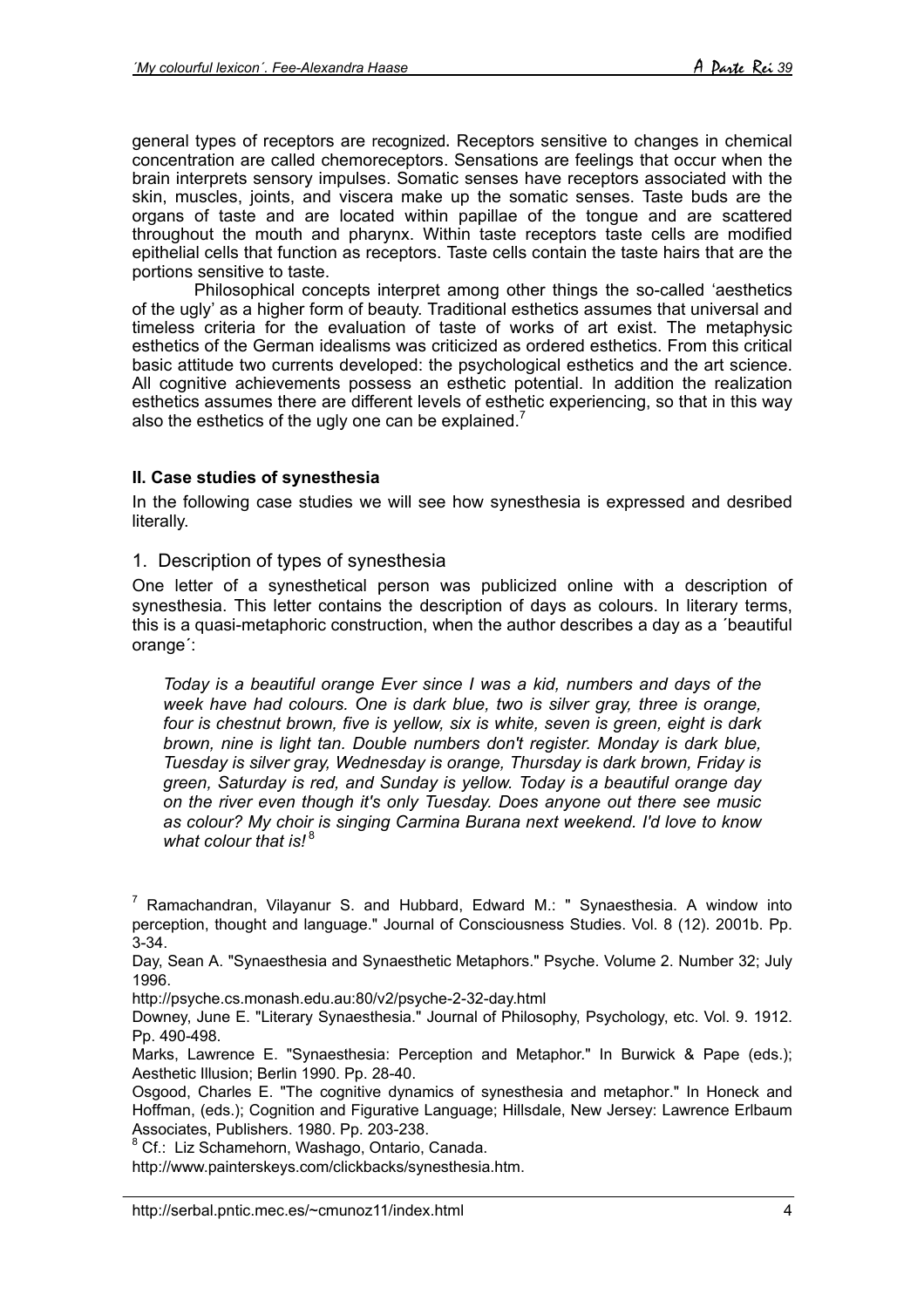general types of receptors are recognized. Receptors sensitive to changes in chemical concentration are called chemoreceptors. Sensations are feelings that occur when the brain interprets sensory impulses. Somatic senses have receptors associated with the skin, muscles, joints, and viscera make up the somatic senses. Taste buds are the organs of taste and are located within papillae of the tongue and are scattered throughout the mouth and pharynx. Within taste receptors taste cells are modified epithelial cells that function as receptors. Taste cells contain the taste hairs that are the portions sensitive to taste.

Philosophical concepts interpret among other things the so-called 'aesthetics of the ugly' as a higher form of beauty. Traditional esthetics assumes that universal and timeless criteria for the evaluation of taste of works of art exist. The metaphysic esthetics of the German idealisms was criticized as ordered esthetics. From this critical basic attitude two currents developed: the psychological esthetics and the art science. All cognitive achievements possess an esthetic potential. In addition the realization esthetics assumes there are different levels of esthetic experiencing, so that in this way also the esthetics of the ugly one can be explained.[7]

### II. Case studies of synesthesia

In the following case studies we will see how synesthesia is expressed and desribed literally.

#### 1. Description of types of synesthesia

One letter of a synesthetical person was publicized online with a description of synesthesia. This letter contains the description of days as colours. In literary terms, this is a quasi-metaphoric construction, when the author describes a day as a ´beautiful orange´:

> *Today is a beautiful orange Ever since I was a kid, numbers and days of the week have had colours. One is dark blue, two is silver gray, three is orange, four is chestnut brown, five is yellow, six is white, seven is green, eight is dark brown, nine is light tan. Double numbers don't register. Monday is dark blue, Tuesday is silver gray, Wednesday is orange, Thursday is dark brown, Friday is green, Saturday is red, and Sunday is yellow. Today is a beautiful orange day on the river even though it's only Tuesday. Does anyone out there see music as colour? My choir is singing Carmina Burana next weekend. I'd love to know what colour that is!*[8]

---

[7] Ramachandran, Vilayanur S. and Hubbard, Edward M.: " Synaesthesia. A window into perception, thought and language." Journal of Consciousness Studies. Vol. 8 (12). 2001b. Pp. 3-34.

Day, Sean A. "Synaesthesia and Synaesthetic Metaphors." Psyche. Volume 2. Number 32; July 1996.

http://psyche.cs.monash.edu.au:80/v2/psyche-2-32-day.html

Downey, June E. "Literary Synaesthesia." Journal of Philosophy, Psychology, etc. Vol. 9. 1912. Pp. 490-498.

Marks, Lawrence E. "Synaesthesia: Perception and Metaphor." In Burwick & Pape (eds.); Aesthetic Illusion; Berlin 1990. Pp. 28-40.

Osgood, Charles E. "The cognitive dynamics of synesthesia and metaphor." In Honeck and Hoffman, (eds.); Cognition and Figurative Language; Hillsdale, New Jersey: Lawrence Erlbaum Associates, Publishers. 1980. Pp. 203-238.

[8] Cf.: Liz Schamehorn, Washago, Ontario, Canada.

http://www.painterskeys.com/clickbacks/synesthesia.htm.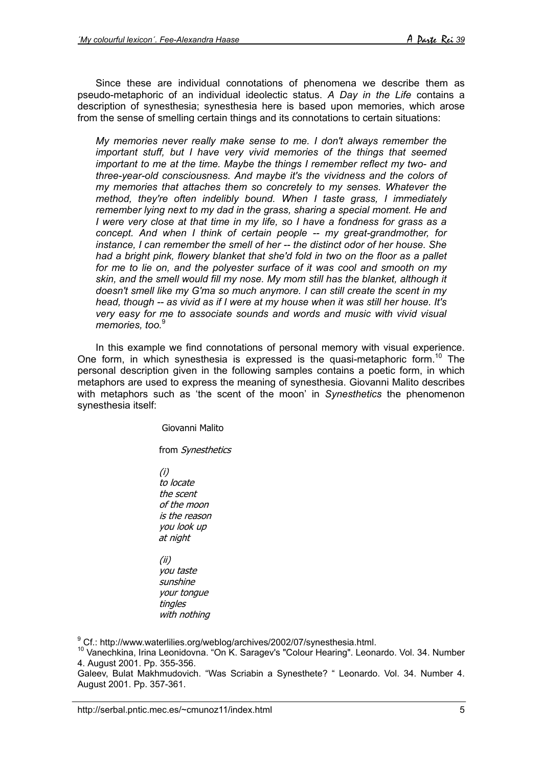Since these are individual connotations of phenomena we describe them as pseudo-metaphoric of an individual ideolectic status. *A Day in the Life* contains a description of synesthesia; synesthesia here is based upon memories, which arose from the sense of smelling certain things and its connotations to certain situations:

> *My memories never really make sense to me. I don't always remember the important stuff, but I have very vivid memories of the things that seemed important to me at the time. Maybe the things I remember reflect my two- and three-year-old consciousness. And maybe it's the vividness and the colors of my memories that attaches them so concretely to my senses. Whatever the method, they're often indelibly bound. When I taste grass, I immediately remember lying next to my dad in the grass, sharing a special moment. He and I were very close at that time in my life, so I have a fondness for grass as a concept. And when I think of certain people -- my great-grandmother, for instance, I can remember the smell of her -- the distinct odor of her house. She had a bright pink, flowery blanket that she'd fold in two on the floor as a pallet for me to lie on, and the polyester surface of it was cool and smooth on my skin, and the smell would fill my nose. My mom still has the blanket, although it doesn't smell like my G'ma so much anymore. I can still create the scent in my head, though -- as vivid as if I were at my house when it was still her house. It's very easy for me to associate sounds and words and music with vivid visual memories, too.*[9]

In this example we find connotations of personal memory with visual experience. One form, in which synesthesia is expressed is the quasi-metaphoric form.[10] The personal description given in the following samples contains a poetic form, in which metaphors are used to express the meaning of synesthesia. Giovanni Malito describes with metaphors such as 'the scent of the moon' in *Synesthetics* the phenomenon synesthesia itself:

Giovanni Malito

from *Synesthetics*

*(i)*
*to locate*
*the scent*
*of the moon*
*is the reason*
*you look up*
*at night*

*(ii)*
*you taste*
*sunshine*
*your tongue*
*tingles*
*with nothing*

---

[9] Cf.: http://www.waterlilies.org/weblog/archives/2002/07/synesthesia.html.

[10] Vanechkina, Irina Leonidovna. "On K. Saragev's "Colour Hearing". Leonardo. Vol. 34. Number 4. August 2001. Pp. 355-356.
Galeev, Bulat Makhmudovich. "Was Scriabin a Synesthete? " Leonardo. Vol. 34. Number 4. August 2001. Pp. 357-361.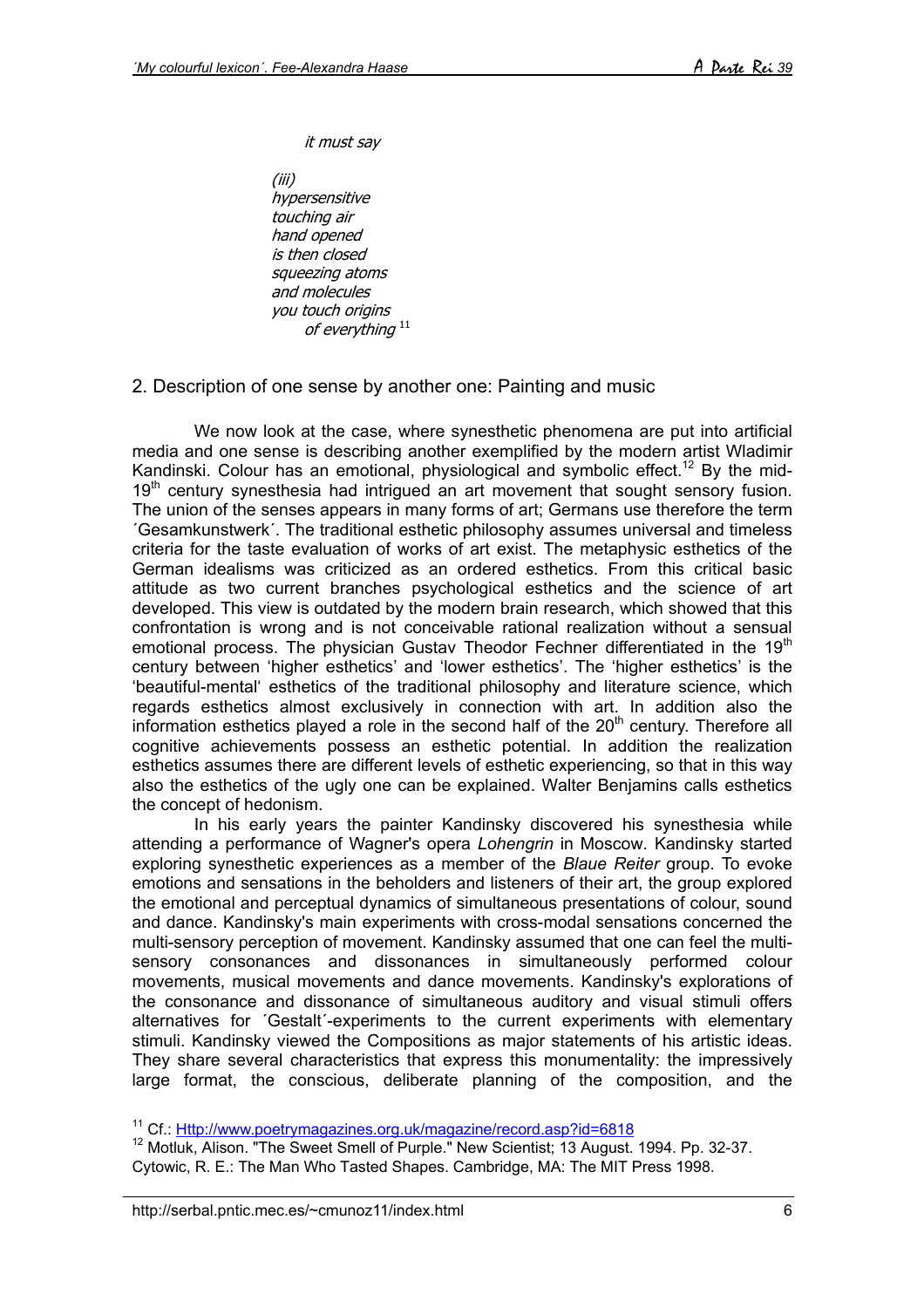*it must say*

*(iii)*
*hypersensitive*
*touching air*
*hand opened*
*is then closed*
*squeezing atoms*
*and molecules*
*you touch origins*
*of everything* [11]

## 2. Description of one sense by another one: Painting and music

We now look at the case, where synesthetic phenomena are put into artificial media and one sense is describing another exemplified by the modern artist Wladimir Kandinski. Colour has an emotional, physiological and symbolic effect.[12] By the mid-19th century synesthesia had intrigued an art movement that sought sensory fusion. The union of the senses appears in many forms of art; Germans use therefore the term ´Gesamkunstwerk´. The traditional esthetic philosophy assumes universal and timeless criteria for the taste evaluation of works of art exist. The metaphysic esthetics of the German idealisms was criticized as an ordered esthetics. From this critical basic attitude as two current branches psychological esthetics and the science of art developed. This view is outdated by the modern brain research, which showed that this confrontation is wrong and is not conceivable rational realization without a sensual emotional process. The physician Gustav Theodor Fechner differentiated in the 19th century between 'higher esthetics' and 'lower esthetics'. The 'higher esthetics' is the 'beautiful-mental' esthetics of the traditional philosophy and literature science, which regards esthetics almost exclusively in connection with art. In addition also the information esthetics played a role in the second half of the 20th century. Therefore all cognitive achievements possess an esthetic potential. In addition the realization esthetics assumes there are different levels of esthetic experiencing, so that in this way also the esthetics of the ugly one can be explained. Walter Benjamins calls esthetics the concept of hedonism.

In his early years the painter Kandinsky discovered his synesthesia while attending a performance of Wagner's opera *Lohengrin* in Moscow. Kandinsky started exploring synesthetic experiences as a member of the *Blaue Reiter* group. To evoke emotions and sensations in the beholders and listeners of their art, the group explored the emotional and perceptual dynamics of simultaneous presentations of colour, sound and dance. Kandinsky's main experiments with cross-modal sensations concerned the multi-sensory perception of movement. Kandinsky assumed that one can feel the multi-sensory consonances and dissonances in simultaneously performed colour movements, musical movements and dance movements. Kandinsky's explorations of the consonance and dissonance of simultaneous auditory and visual stimuli offers alternatives for ´Gestalt´-experiments to the current experiments with elementary stimuli. Kandinsky viewed the Compositions as major statements of his artistic ideas. They share several characteristics that express this monumentality: the impressively large format, the conscious, deliberate planning of the composition, and the

---

[11] Cf.: Http://www.poetrymagazines.org.uk/magazine/record.asp?id=6818

[12] Motluk, Alison. "The Sweet Smell of Purple." New Scientist; 13 August. 1994. Pp. 32-37. Cytowic, R. E.: The Man Who Tasted Shapes. Cambridge, MA: The MIT Press 1998.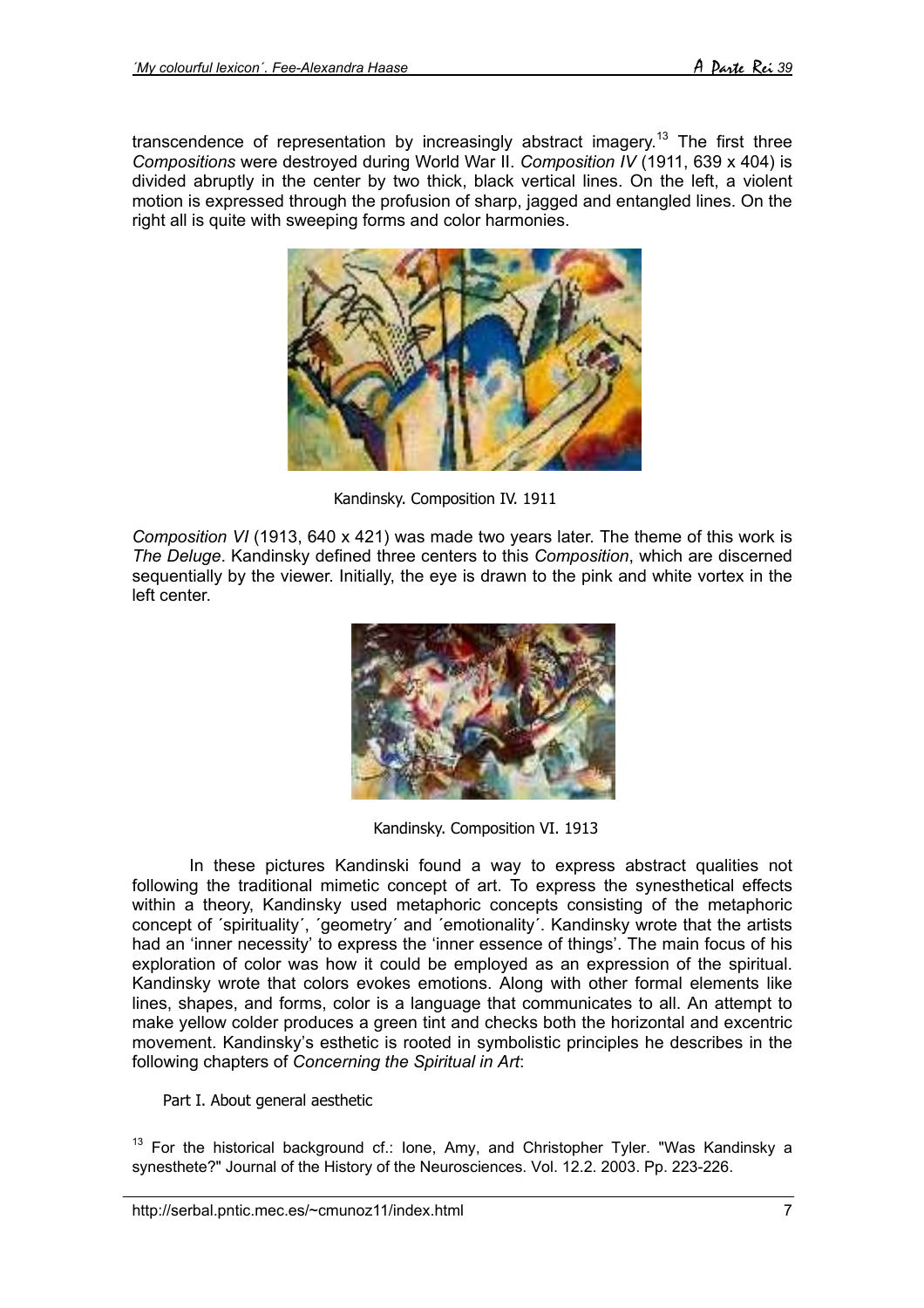transcendence of representation by increasingly abstract imagery.[13] The first three *Compositions* were destroyed during World War II. *Composition IV* (1911, 639 x 404) is divided abruptly in the center by two thick, black vertical lines. On the left, a violent motion is expressed through the profusion of sharp, jagged and entangled lines. On the right all is quite with sweeping forms and color harmonies.

Kandinsky. Composition IV. 1911

*Composition VI* (1913, 640 x 421) was made two years later. The theme of this work is *The Deluge*. Kandinsky defined three centers to this *Composition*, which are discerned sequentially by the viewer. Initially, the eye is drawn to the pink and white vortex in the left center.

Kandinsky. Composition VI. 1913

In these pictures Kandinski found a way to express abstract qualities not following the traditional mimetic concept of art. To express the synesthetical effects within a theory, Kandinsky used metaphoric concepts consisting of the metaphoric concept of ´spirituality´, ´geometry´ and ´emotionality´. Kandinsky wrote that the artists had an 'inner necessity' to express the 'inner essence of things'. The main focus of his exploration of color was how it could be employed as an expression of the spiritual. Kandinsky wrote that colors evokes emotions. Along with other formal elements like lines, shapes, and forms, color is a language that communicates to all. An attempt to make yellow colder produces a green tint and checks both the horizontal and excentric movement. Kandinsky's esthetic is rooted in symbolistic principles he describes in the following chapters of *Concerning the Spiritual in Art*:

Part I. About general aesthetic

[13] For the historical background cf.: Ione, Amy, and Christopher Tyler. "Was Kandinsky a synesthete?" Journal of the History of the Neurosciences. Vol. 12.2. 2003. Pp. 223-226.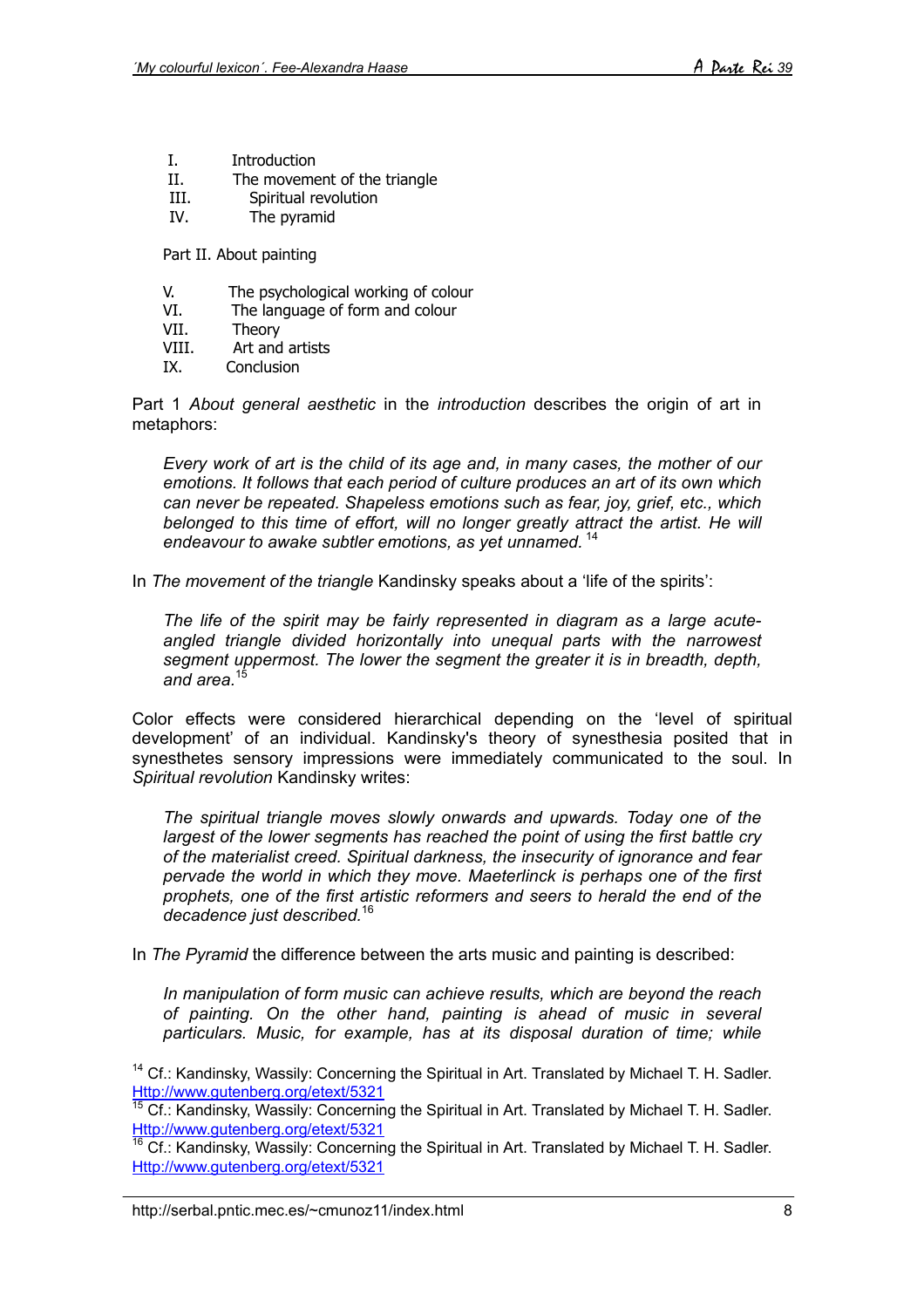I. Introduction
II. The movement of the triangle
III. Spiritual revolution
IV. The pyramid

Part II. About painting

V. The psychological working of colour
VI. The language of form and colour
VII. Theory
VIII. Art and artists
IX. Conclusion

Part 1 *About general aesthetic* in the *introduction* describes the origin of art in metaphors:

> *Every work of art is the child of its age and, in many cases, the mother of our emotions. It follows that each period of culture produces an art of its own which can never be repeated. Shapeless emotions such as fear, joy, grief, etc., which belonged to this time of effort, will no longer greatly attract the artist. He will endeavour to awake subtler emotions, as yet unnamed.*[14]

In *The movement of the triangle* Kandinsky speaks about a 'life of the spirits':

> *The life of the spirit may be fairly represented in diagram as a large acute-angled triangle divided horizontally into unequal parts with the narrowest segment uppermost. The lower the segment the greater it is in breadth, depth, and area.*[15]

Color effects were considered hierarchical depending on the 'level of spiritual development' of an individual. Kandinsky's theory of synesthesia posited that in synesthetes sensory impressions were immediately communicated to the soul. In *Spiritual revolution* Kandinsky writes:

> *The spiritual triangle moves slowly onwards and upwards. Today one of the largest of the lower segments has reached the point of using the first battle cry of the materialist creed. Spiritual darkness, the insecurity of ignorance and fear pervade the world in which they move. Maeterlinck is perhaps one of the first prophets, one of the first artistic reformers and seers to herald the end of the decadence just described.*[16]

In *The Pyramid* the difference between the arts music and painting is described:

> *In manipulation of form music can achieve results, which are beyond the reach of painting. On the other hand, painting is ahead of music in several particulars. Music, for example, has at its disposal duration of time; while*

[14] Cf.: Kandinsky, Wassily: Concerning the Spiritual in Art. Translated by Michael T. H. Sadler. Http://www.gutenberg.org/etext/5321

[15] Cf.: Kandinsky, Wassily: Concerning the Spiritual in Art. Translated by Michael T. H. Sadler. Http://www.gutenberg.org/etext/5321

[16] Cf.: Kandinsky, Wassily: Concerning the Spiritual in Art. Translated by Michael T. H. Sadler. Http://www.gutenberg.org/etext/5321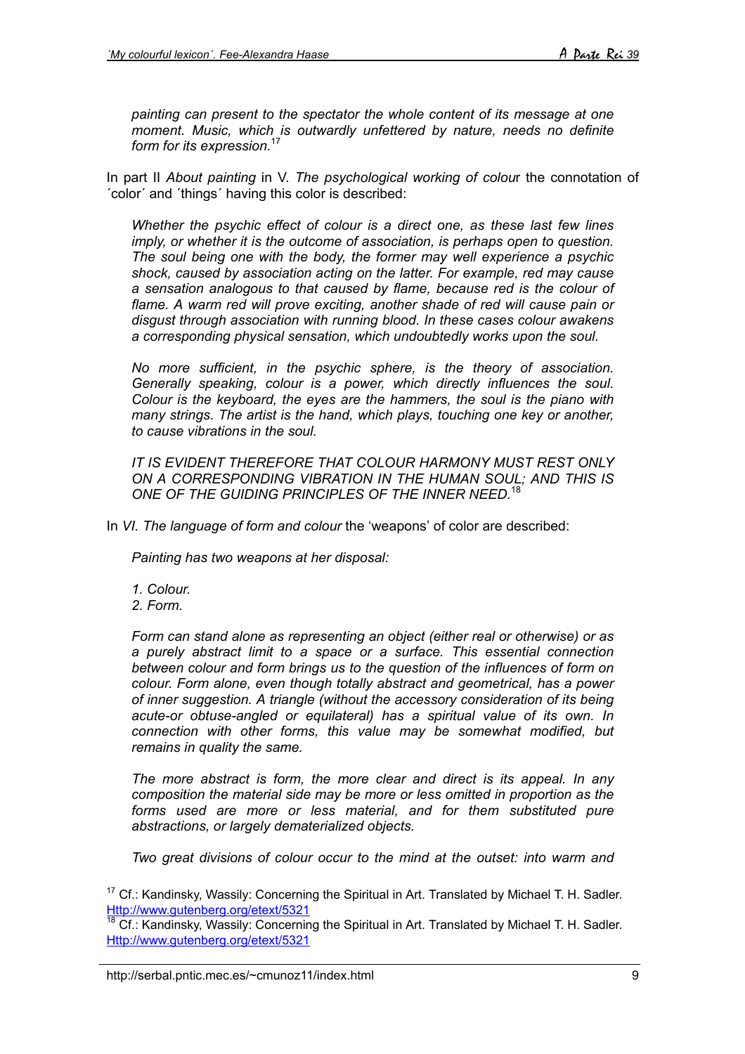*painting can present to the spectator the whole content of its message at one moment. Music, which is outwardly unfettered by nature, needs no definite form for its expression.*[17]

In part II *About painting* in V. *The psychological working of colou*r the connotation of ´color´ and ´things´ having this color is described:

> *Whether the psychic effect of colour is a direct one, as these last few lines imply, or whether it is the outcome of association, is perhaps open to question. The soul being one with the body, the former may well experience a psychic shock, caused by association acting on the latter. For example, red may cause a sensation analogous to that caused by flame, because red is the colour of flame. A warm red will prove exciting, another shade of red will cause pain or disgust through association with running blood. In these cases colour awakens a corresponding physical sensation, which undoubtedly works upon the soul.*
>
> *No more sufficient, in the psychic sphere, is the theory of association. Generally speaking, colour is a power, which directly influences the soul. Colour is the keyboard, the eyes are the hammers, the soul is the piano with many strings. The artist is the hand, which plays, touching one key or another, to cause vibrations in the soul.*
>
> *IT IS EVIDENT THEREFORE THAT COLOUR HARMONY MUST REST ONLY ON A CORRESPONDING VIBRATION IN THE HUMAN SOUL; AND THIS IS ONE OF THE GUIDING PRINCIPLES OF THE INNER NEED.*[18]

In *VI. The language of form and colour* the 'weapons' of color are described:

> *Painting has two weapons at her disposal:*
>
> *1. Colour.*
> *2. Form.*
>
> *Form can stand alone as representing an object (either real or otherwise) or as a purely abstract limit to a space or a surface. This essential connection between colour and form brings us to the question of the influences of form on colour. Form alone, even though totally abstract and geometrical, has a power of inner suggestion. A triangle (without the accessory consideration of its being acute-or obtuse-angled or equilateral) has a spiritual value of its own. In connection with other forms, this value may be somewhat modified, but remains in quality the same.*
>
> *The more abstract is form, the more clear and direct is its appeal. In any composition the material side may be more or less omitted in proportion as the forms used are more or less material, and for them substituted pure abstractions, or largely dematerialized objects.*
>
> *Two great divisions of colour occur to the mind at the outset: into warm and*

[17] Cf.: Kandinsky, Wassily: Concerning the Spiritual in Art. Translated by Michael T. H. Sadler. Http://www.gutenberg.org/etext/5321

[18] Cf.: Kandinsky, Wassily: Concerning the Spiritual in Art. Translated by Michael T. H. Sadler. Http://www.gutenberg.org/etext/5321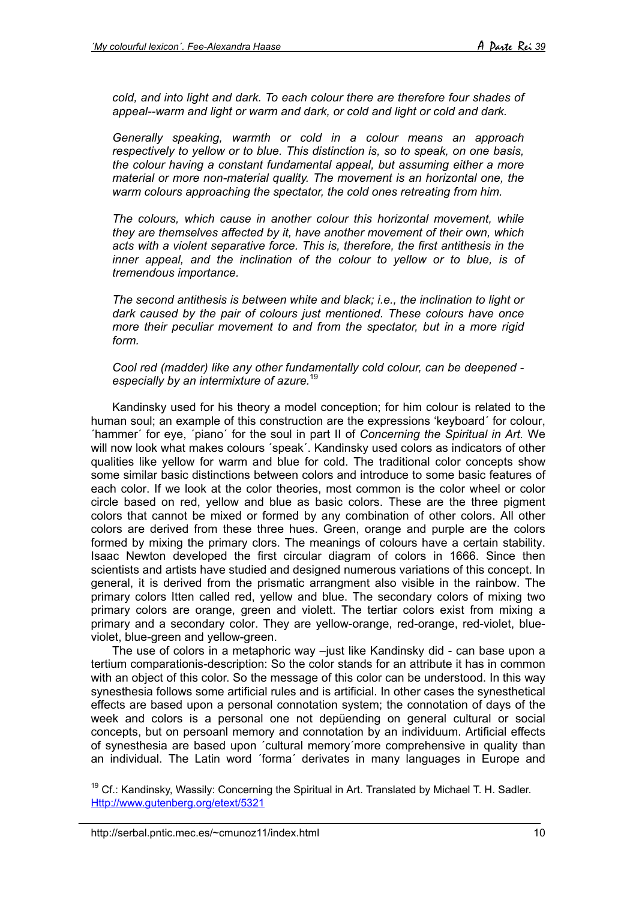*cold, and into light and dark. To each colour there are therefore four shades of appeal--warm and light or warm and dark, or cold and light or cold and dark.*

*Generally speaking, warmth or cold in a colour means an approach respectively to yellow or to blue. This distinction is, so to speak, on one basis, the colour having a constant fundamental appeal, but assuming either a more material or more non-material quality. The movement is an horizontal one, the warm colours approaching the spectator, the cold ones retreating from him.*

*The colours, which cause in another colour this horizontal movement, while they are themselves affected by it, have another movement of their own, which acts with a violent separative force. This is, therefore, the first antithesis in the inner appeal, and the inclination of the colour to yellow or to blue, is of tremendous importance.*

*The second antithesis is between white and black; i.e., the inclination to light or dark caused by the pair of colours just mentioned. These colours have once more their peculiar movement to and from the spectator, but in a more rigid form.*

*Cool red (madder) like any other fundamentally cold colour, can be deepened - especially by an intermixture of azure.*[19]

Kandinsky used for his theory a model conception; for him colour is related to the human soul; an example of this construction are the expressions 'keyboard´ for colour, ´hammer´ for eye, ´piano´ for the soul in part II of *Concerning the Spiritual in Art.* We will now look what makes colours ´speak´. Kandinsky used colors as indicators of other qualities like yellow for warm and blue for cold. The traditional color concepts show some similar basic distinctions between colors and introduce to some basic features of each color. If we look at the color theories, most common is the color wheel or color circle based on red, yellow and blue as basic colors. These are the three pigment colors that cannot be mixed or formed by any combination of other colors. All other colors are derived from these three hues. Green, orange and purple are the colors formed by mixing the primary clors. The meanings of colours have a certain stability. Isaac Newton developed the first circular diagram of colors in 1666. Since then scientists and artists have studied and designed numerous variations of this concept. In general, it is derived from the prismatic arrangment also visible in the rainbow. The primary colors Itten called red, yellow and blue. The secondary colors of mixing two primary colors are orange, green and violett. The tertiar colors exist from mixing a primary and a secondary color. They are yellow-orange, red-orange, red-violet, blue-violet, blue-green and yellow-green.

The use of colors in a metaphoric way –just like Kandinsky did - can base upon a tertium comparationis-description: So the color stands for an attribute it has in common with an object of this color. So the message of this color can be understood. In this way synesthesia follows some artificial rules and is artificial. In other cases the synesthetical effects are based upon a personal connotation system; the connotation of days of the week and colors is a personal one not depüending on general cultural or social concepts, but on persoanl memory and connotation by an individuum. Artificial effects of synesthesia are based upon ´cultural memory´more comprehensive in quality than an individual. The Latin word ´forma´ derivates in many languages in Europe and

[19] Cf.: Kandinsky, Wassily: Concerning the Spiritual in Art. Translated by Michael T. H. Sadler. Http://www.gutenberg.org/etext/5321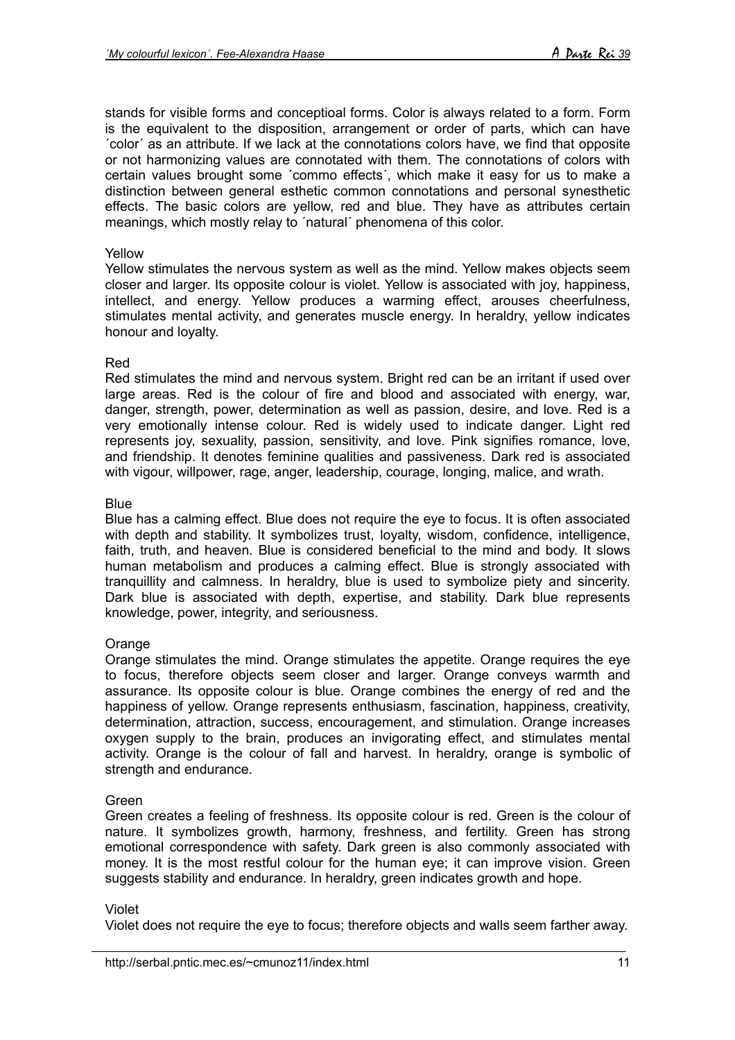stands for visible forms and conceptioal forms. Color is always related to a form. Form is the equivalent to the disposition, arrangement or order of parts, which can have ´color´ as an attribute. If we lack at the connotations colors have, we find that opposite or not harmonizing values are connotated with them. The connotations of colors with certain values brought some ´commo effects´, which make it easy for us to make a distinction between general esthetic common connotations and personal synesthetic effects. The basic colors are yellow, red and blue. They have as attributes certain meanings, which mostly relay to ´natural´ phenomena of this color.

Yellow
Yellow stimulates the nervous system as well as the mind. Yellow makes objects seem closer and larger. Its opposite colour is violet. Yellow is associated with joy, happiness, intellect, and energy. Yellow produces a warming effect, arouses cheerfulness, stimulates mental activity, and generates muscle energy. In heraldry, yellow indicates honour and loyalty.

Red
Red stimulates the mind and nervous system. Bright red can be an irritant if used over large areas. Red is the colour of fire and blood and associated with energy, war, danger, strength, power, determination as well as passion, desire, and love. Red is a very emotionally intense colour. Red is widely used to indicate danger. Light red represents joy, sexuality, passion, sensitivity, and love. Pink signifies romance, love, and friendship. It denotes feminine qualities and passiveness. Dark red is associated with vigour, willpower, rage, anger, leadership, courage, longing, malice, and wrath.

Blue
Blue has a calming effect. Blue does not require the eye to focus. It is often associated with depth and stability. It symbolizes trust, loyalty, wisdom, confidence, intelligence, faith, truth, and heaven. Blue is considered beneficial to the mind and body. It slows human metabolism and produces a calming effect. Blue is strongly associated with tranquillity and calmness. In heraldry, blue is used to symbolize piety and sincerity. Dark blue is associated with depth, expertise, and stability. Dark blue represents knowledge, power, integrity, and seriousness.

Orange
Orange stimulates the mind. Orange stimulates the appetite. Orange requires the eye to focus, therefore objects seem closer and larger. Orange conveys warmth and assurance. Its opposite colour is blue. Orange combines the energy of red and the happiness of yellow. Orange represents enthusiasm, fascination, happiness, creativity, determination, attraction, success, encouragement, and stimulation. Orange increases oxygen supply to the brain, produces an invigorating effect, and stimulates mental activity. Orange is the colour of fall and harvest. In heraldry, orange is symbolic of strength and endurance.

Green
Green creates a feeling of freshness. Its opposite colour is red. Green is the colour of nature. It symbolizes growth, harmony, freshness, and fertility. Green has strong emotional correspondence with safety. Dark green is also commonly associated with money. It is the most restful colour for the human eye; it can improve vision. Green suggests stability and endurance. In heraldry, green indicates growth and hope.

Violet
Violet does not require the eye to focus; therefore objects and walls seem farther away.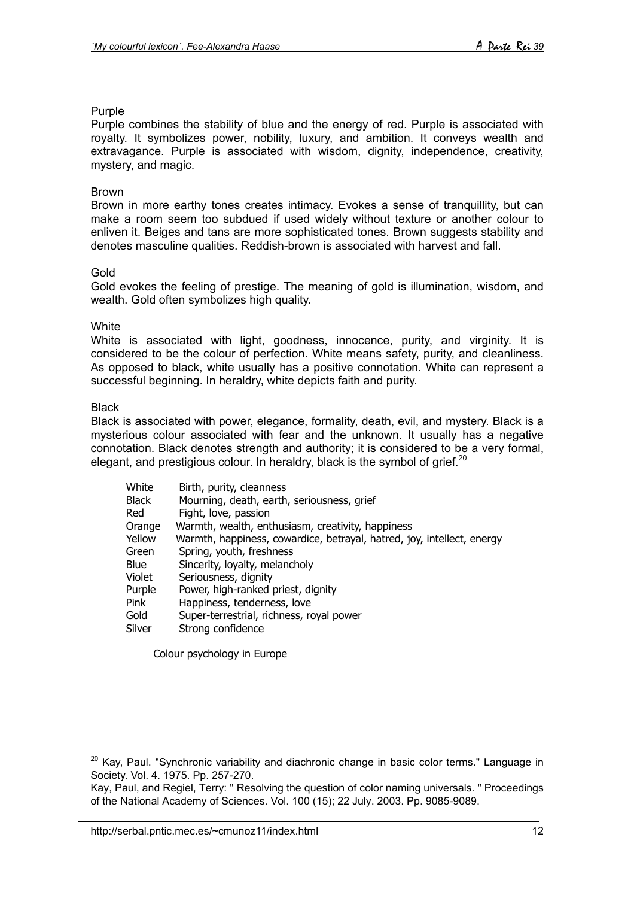Purple

Purple combines the stability of blue and the energy of red. Purple is associated with royalty. It symbolizes power, nobility, luxury, and ambition. It conveys wealth and extravagance. Purple is associated with wisdom, dignity, independence, creativity, mystery, and magic.

Brown

Brown in more earthy tones creates intimacy. Evokes a sense of tranquillity, but can make a room seem too subdued if used widely without texture or another colour to enliven it. Beiges and tans are more sophisticated tones. Brown suggests stability and denotes masculine qualities. Reddish-brown is associated with harvest and fall.

Gold

Gold evokes the feeling of prestige. The meaning of gold is illumination, wisdom, and wealth. Gold often symbolizes high quality.

White

White is associated with light, goodness, innocence, purity, and virginity. It is considered to be the colour of perfection. White means safety, purity, and cleanliness. As opposed to black, white usually has a positive connotation. White can represent a successful beginning. In heraldry, white depicts faith and purity.

Black

Black is associated with power, elegance, formality, death, evil, and mystery. Black is a mysterious colour associated with fear and the unknown. It usually has a negative connotation. Black denotes strength and authority; it is considered to be a very formal, elegant, and prestigious colour. In heraldry, black is the symbol of grief.[20]

| | |
|---|---|
| White | Birth, purity, cleanness |
| Black | Mourning, death, earth, seriousness, grief |
| Red | Fight, love, passion |
| Orange | Warmth, wealth, enthusiasm, creativity, happiness |
| Yellow | Warmth, happiness, cowardice, betrayal, hatred, joy, intellect, energy |
| Green | Spring, youth, freshness |
| Blue | Sincerity, loyalty, melancholy |
| Violet | Seriousness, dignity |
| Purple | Power, high-ranked priest, dignity |
| Pink | Happiness, tenderness, love |
| Gold | Super-terrestrial, richness, royal power |
| Silver | Strong confidence |

Colour psychology in Europe

[20] Kay, Paul. "Synchronic variability and diachronic change in basic color terms." Language in Society. Vol. 4. 1975. Pp. 257-270.
Kay, Paul, and Regiel, Terry: " Resolving the question of color naming universals. " Proceedings of the National Academy of Sciences. Vol. 100 (15); 22 July. 2003. Pp. 9085-9089.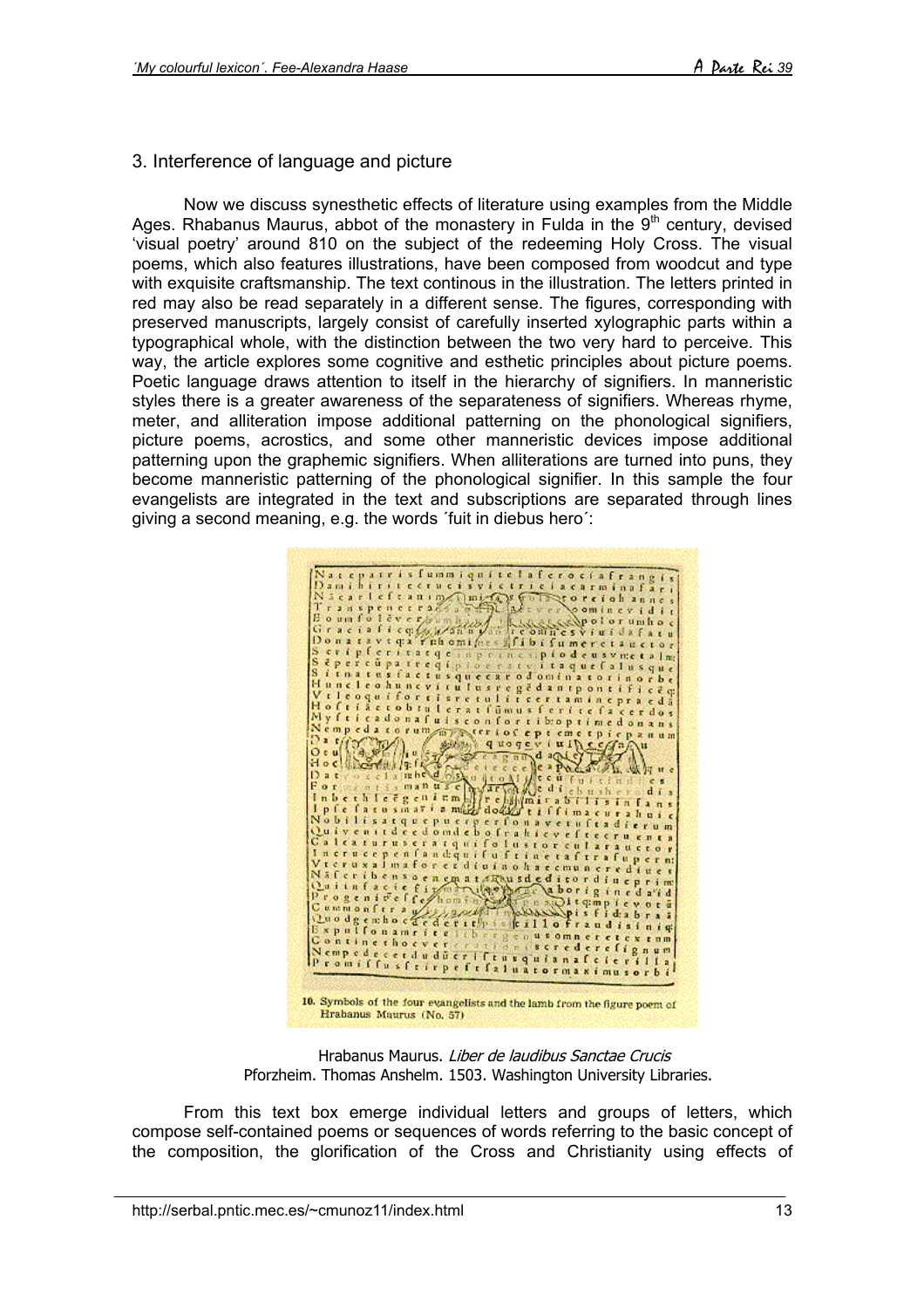## 3. Interference of language and picture

Now we discuss synesthetic effects of literature using examples from the Middle Ages. Rhabanus Maurus, abbot of the monastery in Fulda in the 9th century, devised 'visual poetry' around 810 on the subject of the redeeming Holy Cross. The visual poems, which also features illustrations, have been composed from woodcut and type with exquisite craftsmanship. The text continous in the illustration. The letters printed in red may also be read separately in a different sense. The figures, corresponding with preserved manuscripts, largely consist of carefully inserted xylographic parts within a typographical whole, with the distinction between the two very hard to perceive. This way, the article explores some cognitive and esthetic principles about picture poems. Poetic language draws attention to itself in the hierarchy of signifiers. In manneristic styles there is a greater awareness of the separateness of signifiers. Whereas rhyme, meter, and alliteration impose additional patterning on the phonological signifiers, picture poems, acrostics, and some other manneristic devices impose additional patterning upon the graphemic signifiers. When alliterations are turned into puns, they become manneristic patterning of the phonological signifier. In this sample the four evangelists are integrated in the text and subscriptions are separated through lines giving a second meaning, e.g. the words ´fuit in diebus hero´:

10. Symbols of the four evangelists and the lamb from the figure poem of Hrabanus Maurus (No. 57)

Hrabanus Maurus. *Liber de laudibus Sanctae Crucis*
Pforzheim. Thomas Anshelm. 1503. Washington University Libraries.

From this text box emerge individual letters and groups of letters, which compose self-contained poems or sequences of words referring to the basic concept of the composition, the glorification of the Cross and Christianity using effects of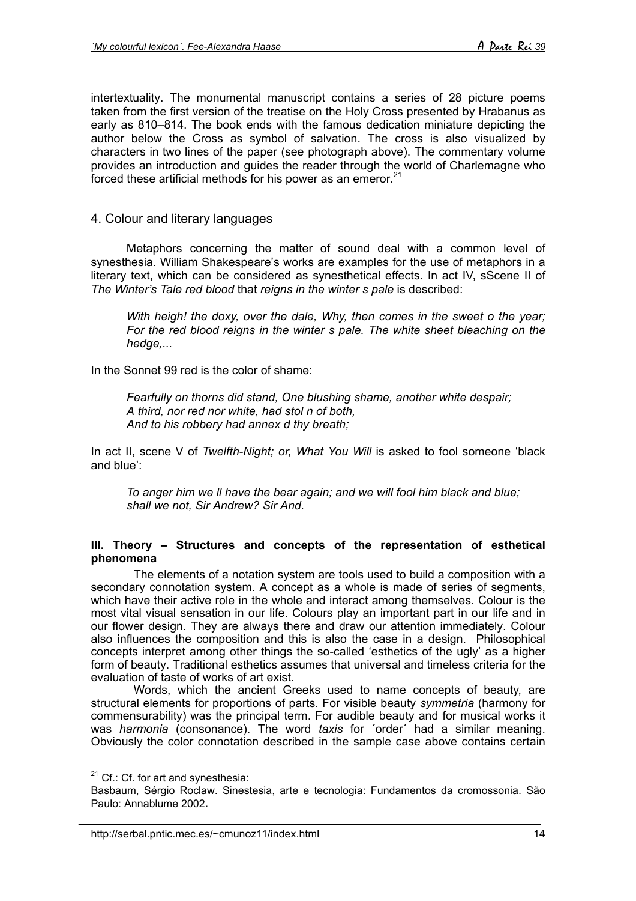intertextuality. The monumental manuscript contains a series of 28 picture poems taken from the first version of the treatise on the Holy Cross presented by Hrabanus as early as 810–814. The book ends with the famous dedication miniature depicting the author below the Cross as symbol of salvation. The cross is also visualized by characters in two lines of the paper (see photograph above). The commentary volume provides an introduction and guides the reader through the world of Charlemagne who forced these artificial methods for his power as an emeror.[21]

## 4. Colour and literary languages

Metaphors concerning the matter of sound deal with a common level of synesthesia. William Shakespeare's works are examples for the use of metaphors in a literary text, which can be considered as synesthetical effects. In act IV, sScene II of *The Winter's Tale red blood* that *reigns in the winter s pale* is described:

> *With heigh! the doxy, over the dale, Why, then comes in the sweet o the year; For the red blood reigns in the winter s pale. The white sheet bleaching on the hedge,...*

In the Sonnet 99 red is the color of shame:

> *Fearfully on thorns did stand, One blushing shame, another white despair;*
> *A third, nor red nor white, had stol n of both,*
> *And to his robbery had annex d thy breath;*

In act II, scene V of *Twelfth-Night; or, What You Will* is asked to fool someone 'black and blue':

> *To anger him we ll have the bear again; and we will fool him black and blue;*
> *shall we not, Sir Andrew? Sir And.*

## III. Theory – Structures and concepts of the representation of esthetical phenomena

The elements of a notation system are tools used to build a composition with a secondary connotation system. A concept as a whole is made of series of segments, which have their active role in the whole and interact among themselves. Colour is the most vital visual sensation in our life. Colours play an important part in our life and in our flower design. They are always there and draw our attention immediately. Colour also influences the composition and this is also the case in a design. Philosophical concepts interpret among other things the so-called 'esthetics of the ugly' as a higher form of beauty. Traditional esthetics assumes that universal and timeless criteria for the evaluation of taste of works of art exist.

Words, which the ancient Greeks used to name concepts of beauty, are structural elements for proportions of parts. For visible beauty *symmetria* (harmony for commensurability) was the principal term. For audible beauty and for musical works it was *harmonia* (consonance). The word *taxis* for ´order´ had a similar meaning. Obviously the color connotation described in the sample case above contains certain

[21] Cf.: Cf. for art and synesthesia:
Basbaum, Sérgio Roclaw. Sinestesia, arte e tecnologia: Fundamentos da cromossonia. São Paulo: Annablume 2002.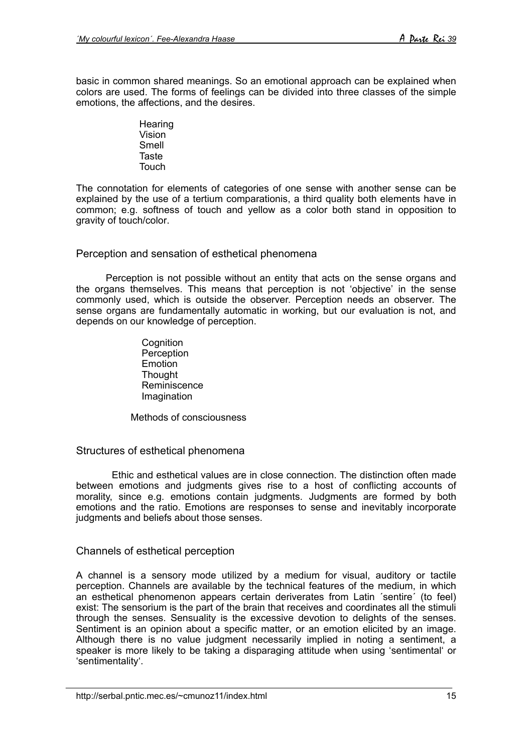basic in common shared meanings. So an emotional approach can be explained when colors are used. The forms of feelings can be divided into three classes of the simple emotions, the affections, and the desires.

Hearing
Vision
Smell
Taste
Touch

The connotation for elements of categories of one sense with another sense can be explained by the use of a tertium comparationis, a third quality both elements have in common; e.g. softness of touch and yellow as a color both stand in opposition to gravity of touch/color.

## Perception and sensation of esthetical phenomena

Perception is not possible without an entity that acts on the sense organs and the organs themselves. This means that perception is not 'objective' in the sense commonly used, which is outside the observer. Perception needs an observer. The sense organs are fundamentally automatic in working, but our evaluation is not, and depends on our knowledge of perception.

Cognition
Perception
Emotion
Thought
Reminiscence
Imagination

Methods of consciousness

## Structures of esthetical phenomena

Ethic and esthetical values are in close connection. The distinction often made between emotions and judgments gives rise to a host of conflicting accounts of morality, since e.g. emotions contain judgments. Judgments are formed by both emotions and the ratio. Emotions are responses to sense and inevitably incorporate judgments and beliefs about those senses.

## Channels of esthetical perception

A channel is a sensory mode utilized by a medium for visual, auditory or tactile perception. Channels are available by the technical features of the medium, in which an esthetical phenomenon appears certain deriverates from Latin ´sentire´ (to feel) exist: The sensorium is the part of the brain that receives and coordinates all the stimuli through the senses. Sensuality is the excessive devotion to delights of the senses. Sentiment is an opinion about a specific matter, or an emotion elicited by an image. Although there is no value judgment necessarily implied in noting a sentiment, a speaker is more likely to be taking a disparaging attitude when using 'sentimental' or 'sentimentality'.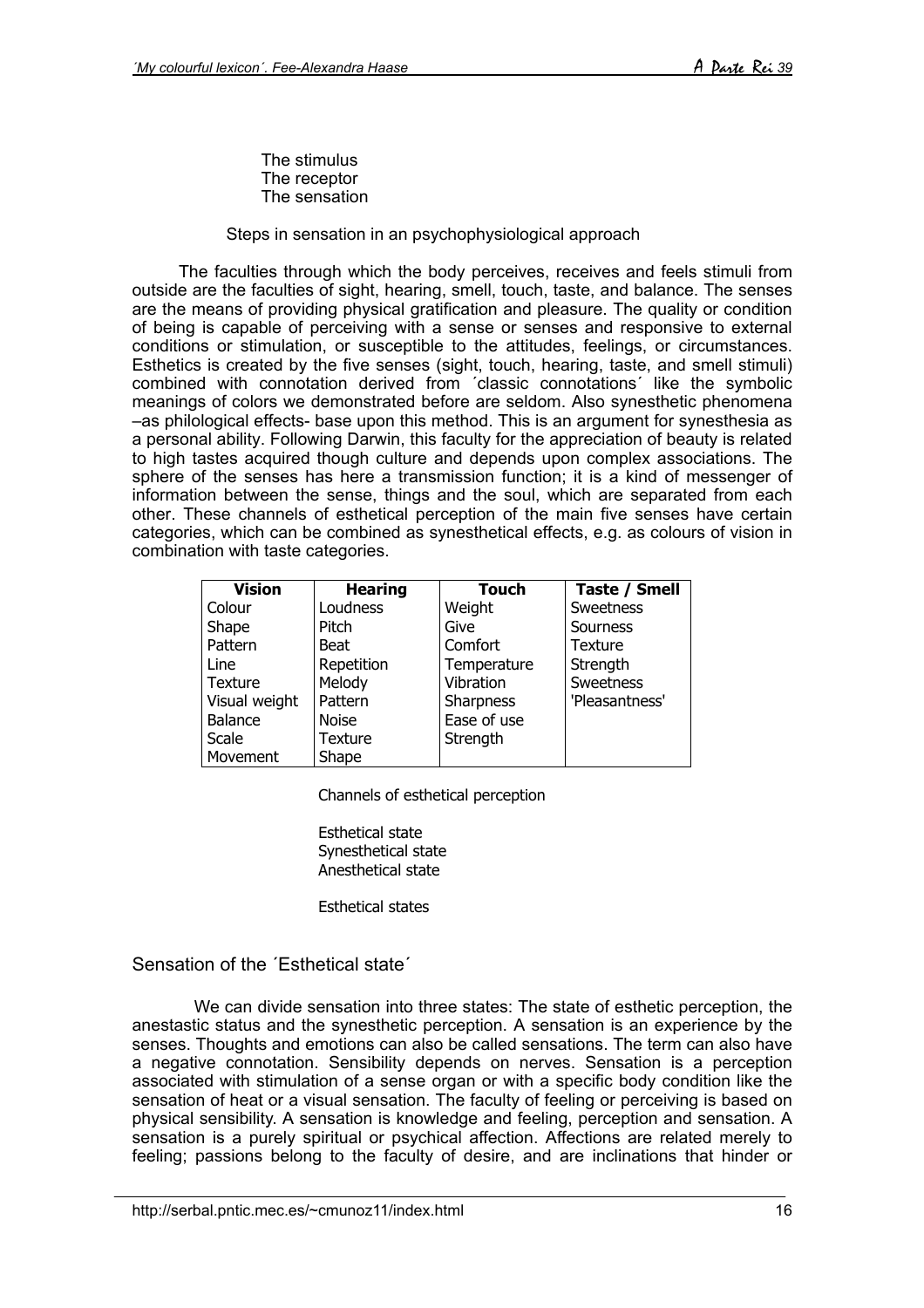The stimulus
The receptor
The sensation

Steps in sensation in an psychophysiological approach

The faculties through which the body perceives, receives and feels stimuli from outside are the faculties of sight, hearing, smell, touch, taste, and balance. The senses are the means of providing physical gratification and pleasure. The quality or condition of being is capable of perceiving with a sense or senses and responsive to external conditions or stimulation, or susceptible to the attitudes, feelings, or circumstances. Esthetics is created by the five senses (sight, touch, hearing, taste, and smell stimuli) combined with connotation derived from ´classic connotations´ like the symbolic meanings of colors we demonstrated before are seldom. Also synesthetic phenomena –as philological effects- base upon this method. This is an argument for synesthesia as a personal ability. Following Darwin, this faculty for the appreciation of beauty is related to high tastes acquired though culture and depends upon complex associations. The sphere of the senses has here a transmission function; it is a kind of messenger of information between the sense, things and the soul, which are separated from each other. These channels of esthetical perception of the main five senses have certain categories, which can be combined as synesthetical effects, e.g. as colours of vision in combination with taste categories.

| Vision | Hearing | Touch | Taste / Smell |
|---|---|---|---|
| Colour | Loudness | Weight | Sweetness |
| Shape | Pitch | Give | Sourness |
| Pattern | Beat | Comfort | Texture |
| Line | Repetition | Temperature | Strength |
| Texture | Melody | Vibration | Sweetness |
| Visual weight | Pattern | Sharpness | 'Pleasantness' |
| Balance | Noise | Ease of use | |
| Scale | Texture | Strength | |
| Movement | Shape | | |

Channels of esthetical perception

Esthetical state
Synesthetical state
Anesthetical state

Esthetical states

## Sensation of the ´Esthetical state´

We can divide sensation into three states: The state of esthetic perception, the anestastic status and the synesthetic perception. A sensation is an experience by the senses. Thoughts and emotions can also be called sensations. The term can also have a negative connotation. Sensibility depends on nerves. Sensation is a perception associated with stimulation of a sense organ or with a specific body condition like the sensation of heat or a visual sensation. The faculty of feeling or perceiving is based on physical sensibility. A sensation is knowledge and feeling, perception and sensation. A sensation is a purely spiritual or psychical affection. Affections are related merely to feeling; passions belong to the faculty of desire, and are inclinations that hinder or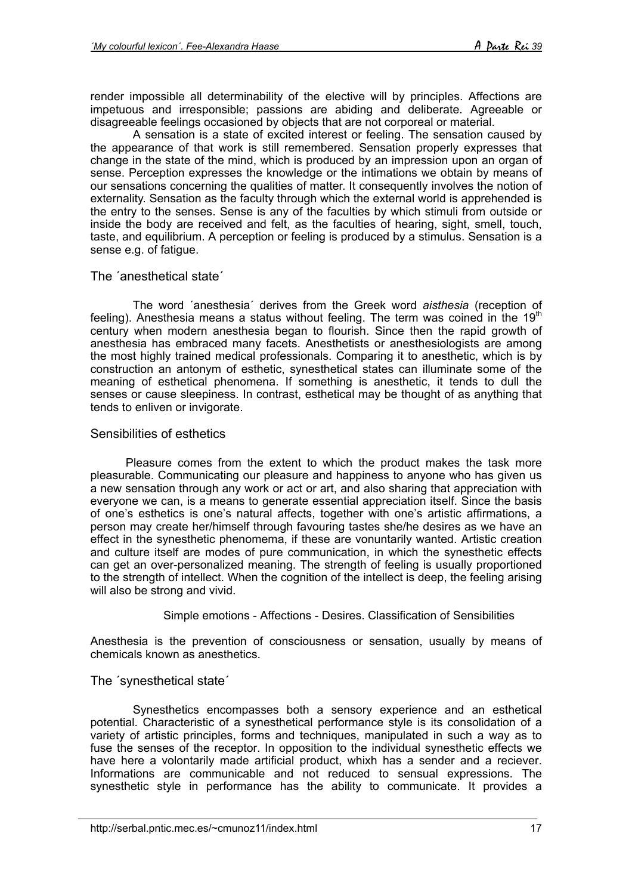render impossible all determinability of the elective will by principles. Affections are impetuous and irresponsible; passions are abiding and deliberate. Agreeable or disagreeable feelings occasioned by objects that are not corporeal or material.

A sensation is a state of excited interest or feeling. The sensation caused by the appearance of that work is still remembered. Sensation properly expresses that change in the state of the mind, which is produced by an impression upon an organ of sense. Perception expresses the knowledge or the intimations we obtain by means of our sensations concerning the qualities of matter. It consequently involves the notion of externality. Sensation as the faculty through which the external world is apprehended is the entry to the senses. Sense is any of the faculties by which stimuli from outside or inside the body are received and felt, as the faculties of hearing, sight, smell, touch, taste, and equilibrium. A perception or feeling is produced by a stimulus. Sensation is a sense e.g. of fatigue.

## The ´anesthetical state´

The word ´anesthesia´ derives from the Greek word *aisthesia* (reception of feeling). Anesthesia means a status without feeling. The term was coined in the 19th century when modern anesthesia began to flourish. Since then the rapid growth of anesthesia has embraced many facets. Anesthetists or anesthesiologists are among the most highly trained medical professionals. Comparing it to anesthetic, which is by construction an antonym of esthetic, synesthetical states can illuminate some of the meaning of esthetical phenomena. If something is anesthetic, it tends to dull the senses or cause sleepiness. In contrast, esthetical may be thought of as anything that tends to enliven or invigorate.

## Sensibilities of esthetics

Pleasure comes from the extent to which the product makes the task more pleasurable. Communicating our pleasure and happiness to anyone who has given us a new sensation through any work or act or art, and also sharing that appreciation with everyone we can, is a means to generate essential appreciation itself. Since the basis of one's esthetics is one's natural affects, together with one's artistic affirmations, a person may create her/himself through favouring tastes she/he desires as we have an effect in the synesthetic phenomema, if these are vonuntarily wanted. Artistic creation and culture itself are modes of pure communication, in which the synesthetic effects can get an over-personalized meaning. The strength of feeling is usually proportioned to the strength of intellect. When the cognition of the intellect is deep, the feeling arising will also be strong and vivid.

Simple emotions - Affections - Desires. Classification of Sensibilities

Anesthesia is the prevention of consciousness or sensation, usually by means of chemicals known as anesthetics.

## The ´synesthetical state´

Synesthetics encompasses both a sensory experience and an esthetical potential. Characteristic of a synesthetical performance style is its consolidation of a variety of artistic principles, forms and techniques, manipulated in such a way as to fuse the senses of the receptor. In opposition to the individual synesthetic effects we have here a volontarily made artificial product, whixh has a sender and a reciever. Informations are communicable and not reduced to sensual expressions. The synesthetic style in performance has the ability to communicate. It provides a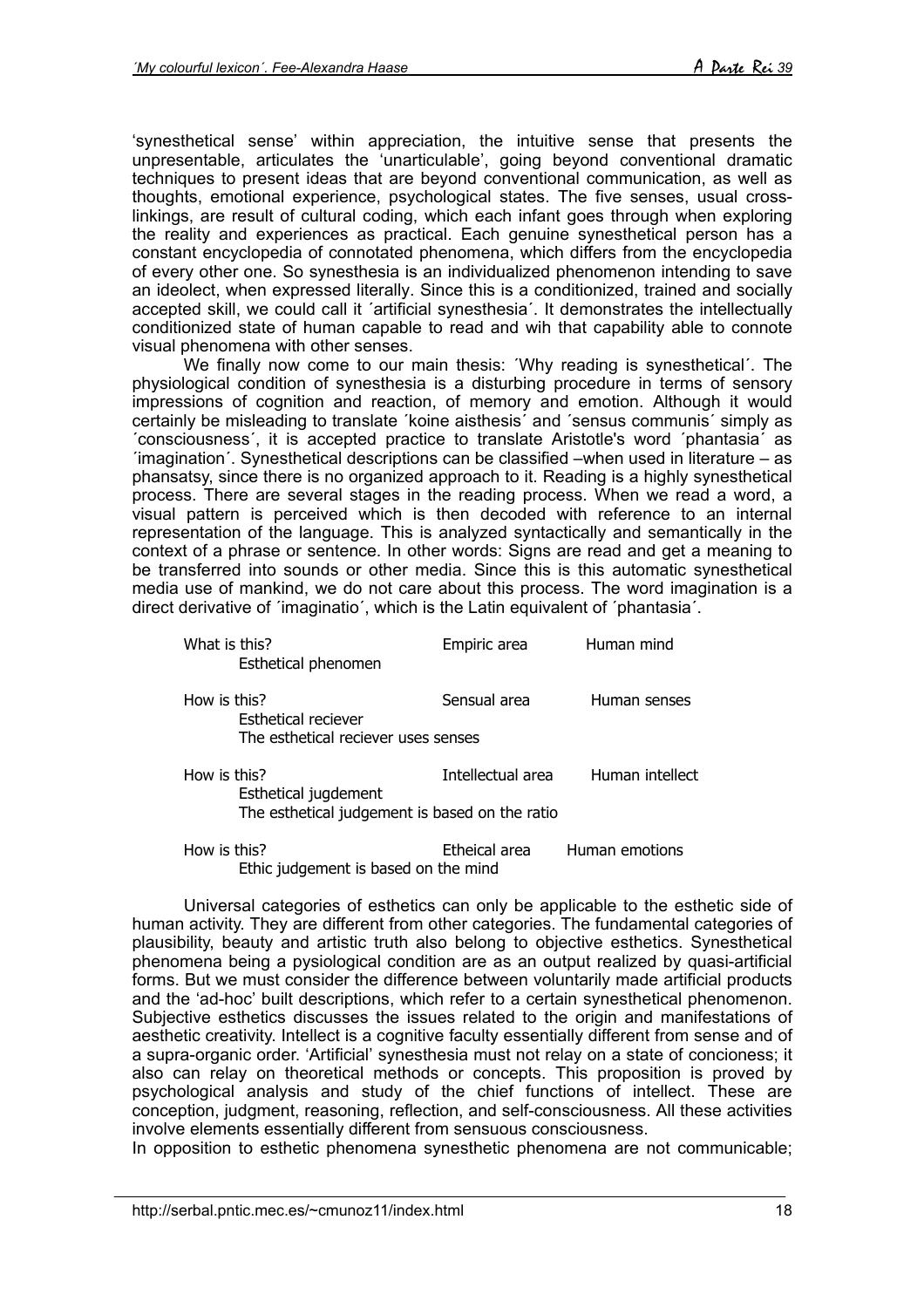'synesthetical sense' within appreciation, the intuitive sense that presents the unpresentable, articulates the 'unarticulable', going beyond conventional dramatic techniques to present ideas that are beyond conventional communication, as well as thoughts, emotional experience, psychological states. The five senses, usual cross-linkings, are result of cultural coding, which each infant goes through when exploring the reality and experiences as practical. Each genuine synesthetical person has a constant encyclopedia of connotated phenomena, which differs from the encyclopedia of every other one. So synesthesia is an individualized phenomenon intending to save an ideolect, when expressed literally. Since this is a conditionized, trained and socially accepted skill, we could call it ´artificial synesthesia´. It demonstrates the intellectually conditionized state of human capable to read and wih that capability able to connote visual phenomena with other senses.

We finally now come to our main thesis: ´Why reading is synesthetical´. The physiological condition of synesthesia is a disturbing procedure in terms of sensory impressions of cognition and reaction, of memory and emotion. Although it would certainly be misleading to translate ´koine aisthesis´ and ´sensus communis´ simply as ´consciousness´, it is accepted practice to translate Aristotle's word ´phantasia´ as ´imagination´. Synesthetical descriptions can be classified –when used in literature – as phansatsy, since there is no organized approach to it. Reading is a highly synesthetical process. There are several stages in the reading process. When we read a word, a visual pattern is perceived which is then decoded with reference to an internal representation of the language. This is analyzed syntactically and semantically in the context of a phrase or sentence. In other words: Signs are read and get a meaning to be transferred into sounds or other media. Since this is this automatic synesthetical media use of mankind, we do not care about this process. The word imagination is a direct derivative of ´imaginatio´, which is the Latin equivalent of ´phantasia´.

| | | |
|---|---|---|
| What is this?<br>Esthetical phenomen | Empiric area | Human mind |
| How is this?<br>Esthetical reciever<br>The esthetical reciever uses senses | Sensual area | Human senses |
| How is this?<br>Esthetical jugdement<br>The esthetical judgement is based on the ratio | Intellectual area | Human intellect |
| How is this?<br>Ethic judgement is based on the mind | Etheical area | Human emotions |

Universal categories of esthetics can only be applicable to the esthetic side of human activity. They are different from other categories. The fundamental categories of plausibility, beauty and artistic truth also belong to objective esthetics. Synesthetical phenomena being a pysiological condition are as an output realized by quasi-artificial forms. But we must consider the difference between voluntarily made artificial products and the 'ad-hoc' built descriptions, which refer to a certain synesthetical phenomenon. Subjective esthetics discusses the issues related to the origin and manifestations of aesthetic creativity. Intellect is a cognitive faculty essentially different from sense and of a supra-organic order. 'Artificial' synesthesia must not relay on a state of concioness; it also can relay on theoretical methods or concepts. This proposition is proved by psychological analysis and study of the chief functions of intellect. These are conception, judgment, reasoning, reflection, and self-consciousness. All these activities involve elements essentially different from sensuous consciousness.

In opposition to esthetic phenomena synesthetic phenomena are not communicable;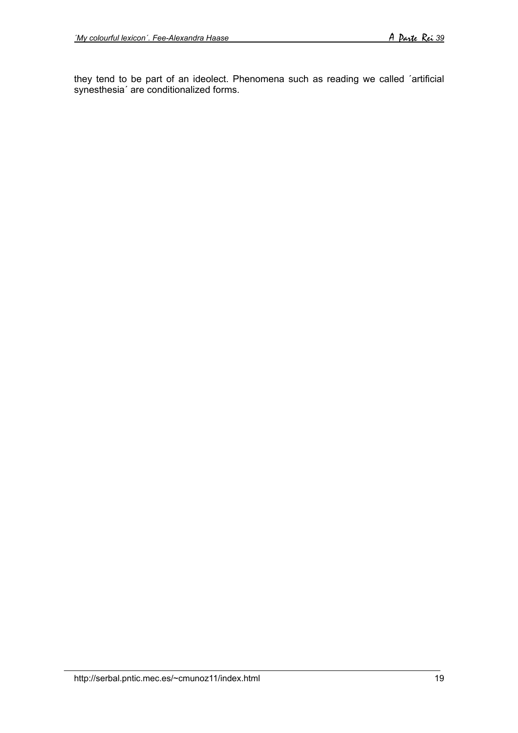they tend to be part of an ideolect. Phenomena such as reading we called ´artificial synesthesia´ are conditionalized forms.